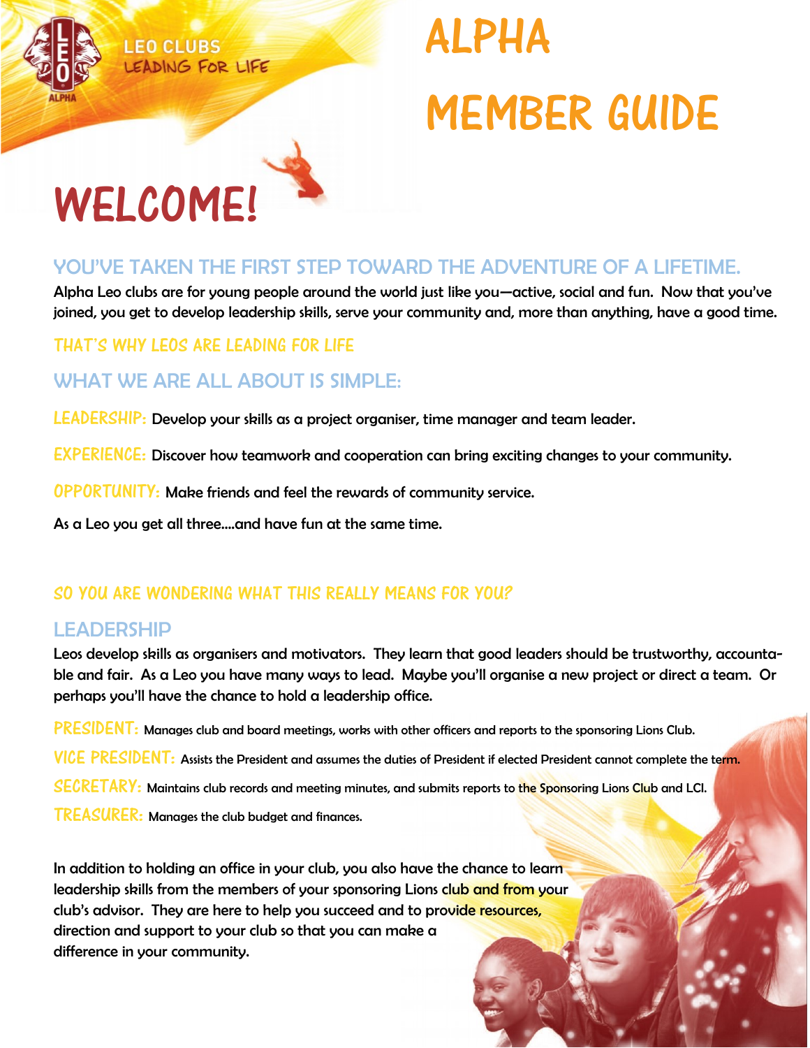LEO CLUBS
LEADING FOR LIFE

# ALPHA MEMBER GUIDE

# WELCOME!

## YOU'VE TAKEN THE FIRST STEP TOWARD THE ADVENTURE OF A LIFETIME.

Alpha Leo clubs are for young people around the world just like you—active, social and fun. Now that you've joined, you get to develop leadership skills, serve your community and, more than anything, have a good time.

### THAT'S WHY LEOS ARE LEADING FOR LIFE

## WHAT WE ARE ALL ABOUT IS SIMPLE:

**LEADERSHIP:** Develop your skills as a project organiser, time manager and team leader.

**EXPERIENCE:** Discover how teamwork and cooperation can bring exciting changes to your community.

**OPPORTUNITY:** Make friends and feel the rewards of community service.

As a Leo you get all three....and have fun at the same time.

### SO YOU ARE WONDERING WHAT THIS REALLY MEANS FOR YOU?

## LEADERSHIP

Leos develop skills as organisers and motivators. They learn that good leaders should be trustworthy, accountable and fair. As a Leo you have many ways to lead. Maybe you'll organise a new project or direct a team. Or perhaps you'll have the chance to hold a leadership office.

**PRESIDENT:** Manages club and board meetings, works with other officers and reports to the sponsoring Lions Club.

**VICE PRESIDENT:** Assists the President and assumes the duties of President if elected President cannot complete the term.

**SECRETARY:** Maintains club records and meeting minutes, and submits reports to the Sponsoring Lions Club and LCI.

**TREASURER:** Manages the club budget and finances.

In addition to holding an office in your club, you also have the chance to learn leadership skills from the members of your sponsoring Lions club and from your club's advisor. They are here to help you succeed and to provide resources, direction and support to your club so that you can make a difference in your community.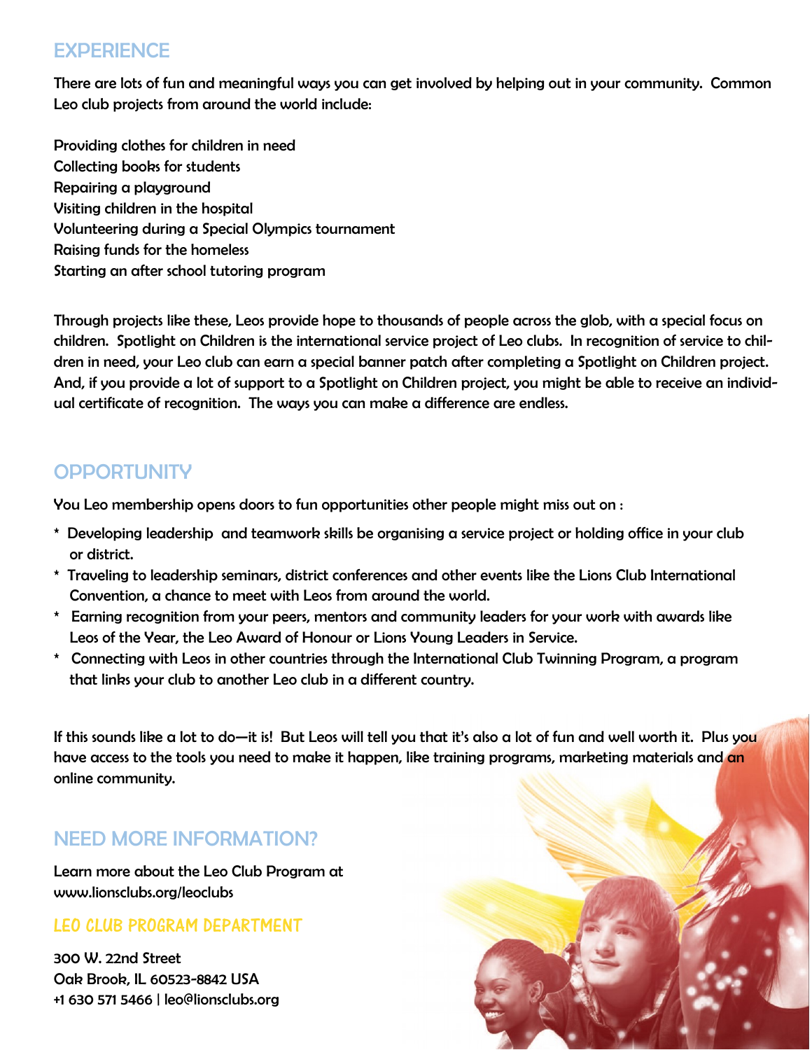## EXPERIENCE

There are lots of fun and meaningful ways you can get involved by helping out in your community. Common Leo club projects from around the world include:

Providing clothes for children in need
Collecting books for students
Repairing a playground
Visiting children in the hospital
Volunteering during a Special Olympics tournament
Raising funds for the homeless
Starting an after school tutoring program

Through projects like these, Leos provide hope to thousands of people across the glob, with a special focus on children. Spotlight on Children is the international service project of Leo clubs. In recognition of service to children in need, your Leo club can earn a special banner patch after completing a Spotlight on Children project. And, if you provide a lot of support to a Spotlight on Children project, you might be able to receive an individual certificate of recognition. The ways you can make a difference are endless.

## OPPORTUNITY

You Leo membership opens doors to fun opportunities other people might miss out on :

* Developing leadership and teamwork skills be organising a service project or holding office in your club or district.
* Traveling to leadership seminars, district conferences and other events like the Lions Club International Convention, a chance to meet with Leos from around the world.
* Earning recognition from your peers, mentors and community leaders for your work with awards like Leos of the Year, the Leo Award of Honour or Lions Young Leaders in Service.
* Connecting with Leos in other countries through the International Club Twinning Program, a program that links your club to another Leo club in a different country.

If this sounds like a lot to do—it is! But Leos will tell you that it's also a lot of fun and well worth it. Plus you have access to the tools you need to make it happen, like training programs, marketing materials and an online community.

## NEED MORE INFORMATION?

Learn more about the Leo Club Program at
www.lionsclubs.org/leoclubs

### LEO CLUB PROGRAM DEPARTMENT

300 W. 22nd Street
Oak Brook, IL 60523-8842 USA
+1 630 571 5466 | leo@lionsclubs.org